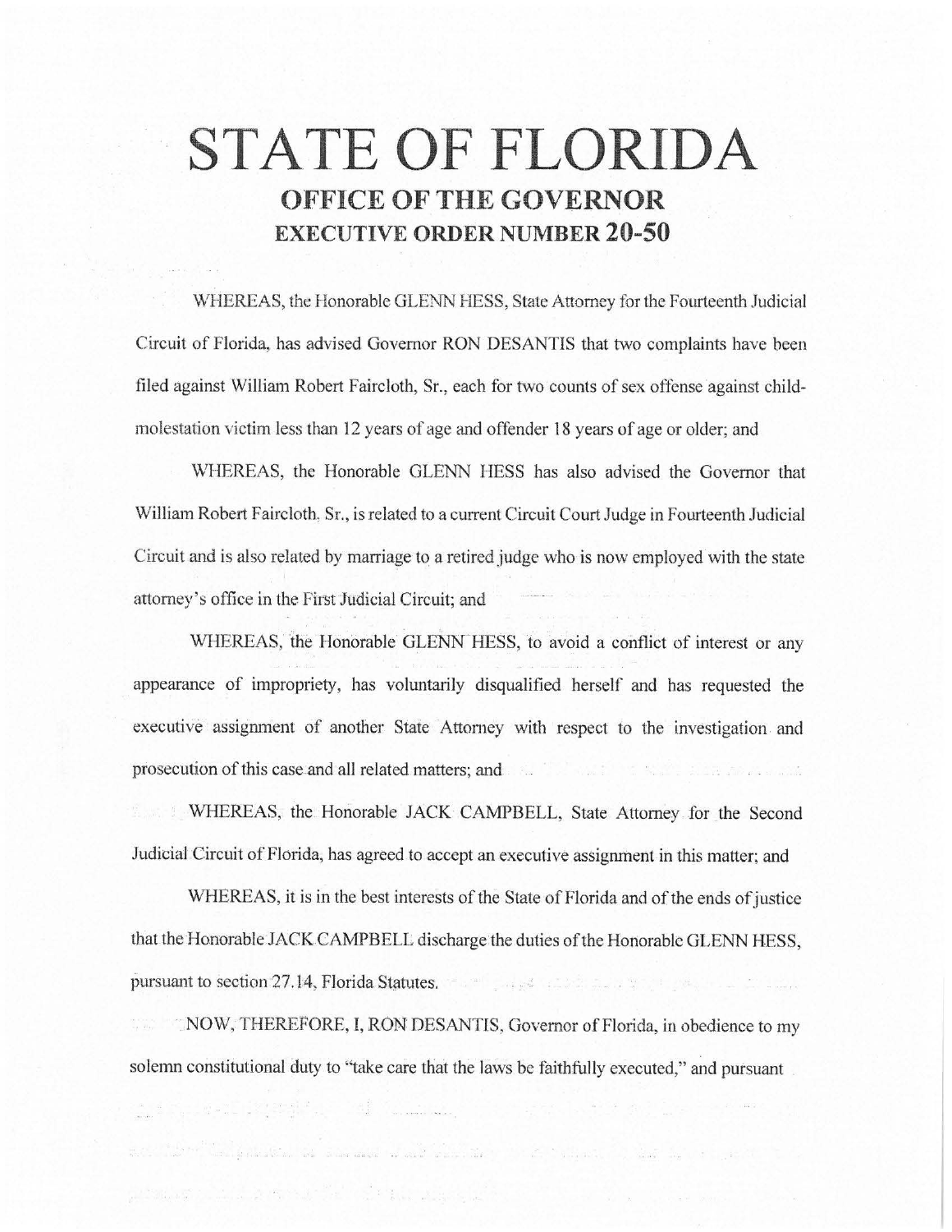# STATE OF FLORIDA

## OFFICE OF THE GOVERNOR

## EXECUTIVE ORDER NUMBER 20-50

WHEREAS, the Honorable GLENN HESS, State Attorney for the Fourteenth Judicial Circuit of Florida, has advised Governor RON DESANTIS that two complaints have been filed against William Robert Faircloth, Sr., each for two counts of sex offense against child-molestation victim less than 12 years of age and offender 18 years of age or older; and

WHEREAS, the Honorable GLENN HESS has also advised the Governor that William Robert Faircloth, Sr., is related to a current Circuit Court Judge in Fourteenth Judicial Circuit and is also related by marriage to a retired judge who is now employed with the state attorney's office in the First Judicial Circuit; and

WHEREAS, the Honorable GLENN HESS, to avoid a conflict of interest or any appearance of impropriety, has voluntarily disqualified herself and has requested the executive assignment of another State Attorney with respect to the investigation and prosecution of this case and all related matters; and

WHEREAS, the Honorable JACK CAMPBELL, State Attorney for the Second Judicial Circuit of Florida, has agreed to accept an executive assignment in this matter; and

WHEREAS, it is in the best interests of the State of Florida and of the ends of justice that the Honorable JACK CAMPBELL discharge the duties of the Honorable GLENN HESS, pursuant to section 27.14, Florida Statutes.

NOW, THEREFORE, I, RON DESANTIS, Governor of Florida, in obedience to my solemn constitutional duty to "take care that the laws be faithfully executed," and pursuant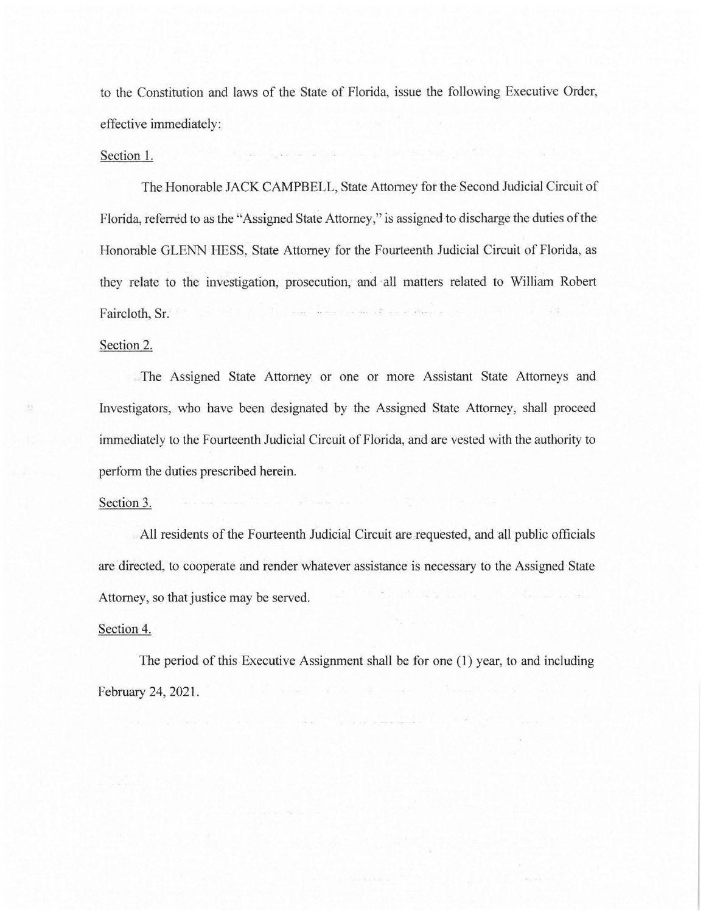to the Constitution and laws of the State of Florida, issue the following Executive Order, effective immediately:

Section 1.

The Honorable JACK CAMPBELL, State Attorney for the Second Judicial Circuit of Florida, referred to as the "Assigned State Attorney," is assigned to discharge the duties of the Honorable GLENN HESS, State Attorney for the Fourteenth Judicial Circuit of Florida, as they relate to the investigation, prosecution, and all matters related to William Robert Faircloth, Sr.

Section 2.

The Assigned State Attorney or one or more Assistant State Attorneys and Investigators, who have been designated by the Assigned State Attorney, shall proceed immediately to the Fourteenth Judicial Circuit of Florida, and are vested with the authority to perform the duties prescribed herein.

Section 3.

All residents of the Fourteenth Judicial Circuit are requested, and all public officials are directed, to cooperate and render whatever assistance is necessary to the Assigned State Attorney, so that justice may be served.

Section 4.

The period of this Executive Assignment shall be for one (1) year, to and including February 24, 2021.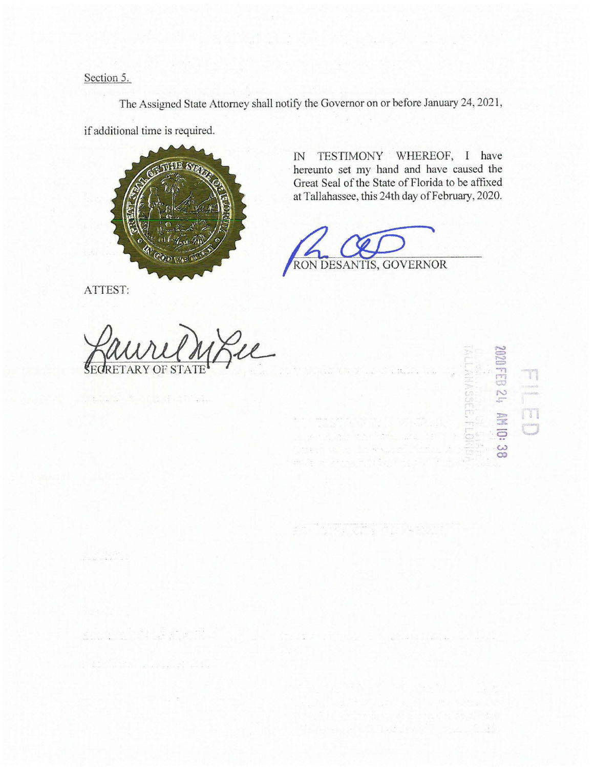Section 5.

The Assigned State Attorney shall notify the Governor on or before January 24, 2021, if additional time is required.

IN TESTIMONY WHEREOF, I have hereunto set my hand and have caused the Great Seal of the State of Florida to be affixed at Tallahassee, this 24th day of February, 2020.

RON DESANTIS, GOVERNOR

ATTEST:

SECRETARY OF STATE

FILED

2020 FEB 24 AM 10: 38

TALLAHASSEE, FLORIDA